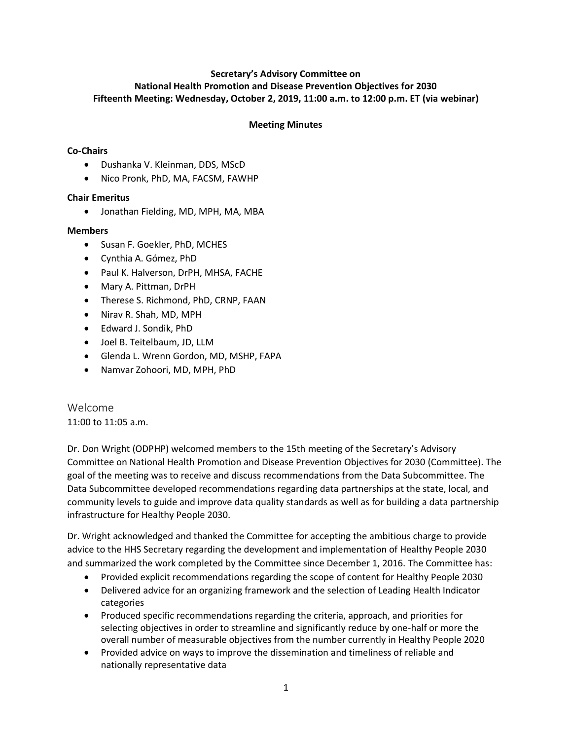**Secretary's Advisory Committee on**
**National Health Promotion and Disease Prevention Objectives for 2030**
**Fifteenth Meeting: Wednesday, October 2, 2019, 11:00 a.m. to 12:00 p.m. ET (via webinar)**

**Meeting Minutes**

**Co-Chairs**

- Dushanka V. Kleinman, DDS, MScD
- Nico Pronk, PhD, MA, FACSM, FAWHP

**Chair Emeritus**

- Jonathan Fielding, MD, MPH, MA, MBA

**Members**

- Susan F. Goekler, PhD, MCHES
- Cynthia A. Gómez, PhD
- Paul K. Halverson, DrPH, MHSA, FACHE
- Mary A. Pittman, DrPH
- Therese S. Richmond, PhD, CRNP, FAAN
- Nirav R. Shah, MD, MPH
- Edward J. Sondik, PhD
- Joel B. Teitelbaum, JD, LLM
- Glenda L. Wrenn Gordon, MD, MSHP, FAPA
- Namvar Zohoori, MD, MPH, PhD

## Welcome

11:00 to 11:05 a.m.

Dr. Don Wright (ODPHP) welcomed members to the 15th meeting of the Secretary's Advisory Committee on National Health Promotion and Disease Prevention Objectives for 2030 (Committee). The goal of the meeting was to receive and discuss recommendations from the Data Subcommittee. The Data Subcommittee developed recommendations regarding data partnerships at the state, local, and community levels to guide and improve data quality standards as well as for building a data partnership infrastructure for Healthy People 2030.

Dr. Wright acknowledged and thanked the Committee for accepting the ambitious charge to provide advice to the HHS Secretary regarding the development and implementation of Healthy People 2030 and summarized the work completed by the Committee since December 1, 2016. The Committee has:

- Provided explicit recommendations regarding the scope of content for Healthy People 2030
- Delivered advice for an organizing framework and the selection of Leading Health Indicator categories
- Produced specific recommendations regarding the criteria, approach, and priorities for selecting objectives in order to streamline and significantly reduce by one-half or more the overall number of measurable objectives from the number currently in Healthy People 2020
- Provided advice on ways to improve the dissemination and timeliness of reliable and nationally representative data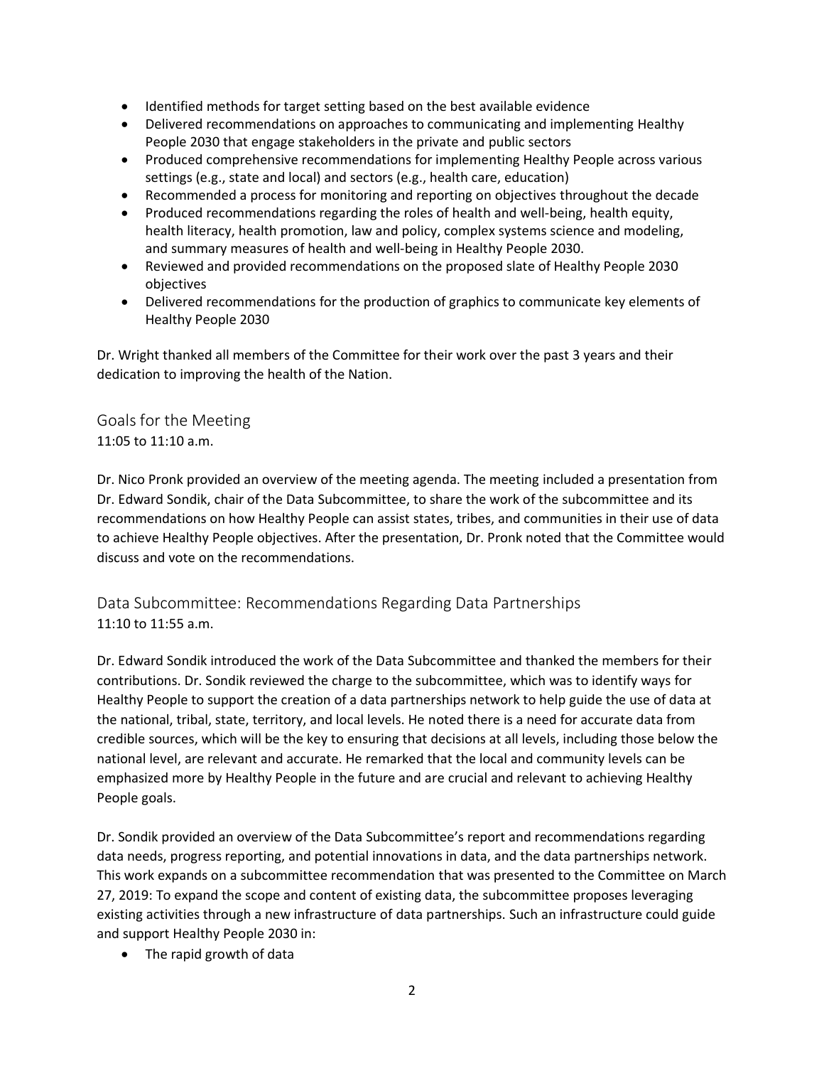- Identified methods for target setting based on the best available evidence
- Delivered recommendations on approaches to communicating and implementing Healthy People 2030 that engage stakeholders in the private and public sectors
- Produced comprehensive recommendations for implementing Healthy People across various settings (e.g., state and local) and sectors (e.g., health care, education)
- Recommended a process for monitoring and reporting on objectives throughout the decade
- Produced recommendations regarding the roles of health and well-being, health equity, health literacy, health promotion, law and policy, complex systems science and modeling, and summary measures of health and well-being in Healthy People 2030.
- Reviewed and provided recommendations on the proposed slate of Healthy People 2030 objectives
- Delivered recommendations for the production of graphics to communicate key elements of Healthy People 2030

Dr. Wright thanked all members of the Committee for their work over the past 3 years and their dedication to improving the health of the Nation.

## Goals for the Meeting

11:05 to 11:10 a.m.

Dr. Nico Pronk provided an overview of the meeting agenda. The meeting included a presentation from Dr. Edward Sondik, chair of the Data Subcommittee, to share the work of the subcommittee and its recommendations on how Healthy People can assist states, tribes, and communities in their use of data to achieve Healthy People objectives. After the presentation, Dr. Pronk noted that the Committee would discuss and vote on the recommendations.

## Data Subcommittee: Recommendations Regarding Data Partnerships

11:10 to 11:55 a.m.

Dr. Edward Sondik introduced the work of the Data Subcommittee and thanked the members for their contributions. Dr. Sondik reviewed the charge to the subcommittee, which was to identify ways for Healthy People to support the creation of a data partnerships network to help guide the use of data at the national, tribal, state, territory, and local levels. He noted there is a need for accurate data from credible sources, which will be the key to ensuring that decisions at all levels, including those below the national level, are relevant and accurate. He remarked that the local and community levels can be emphasized more by Healthy People in the future and are crucial and relevant to achieving Healthy People goals.

Dr. Sondik provided an overview of the Data Subcommittee's report and recommendations regarding data needs, progress reporting, and potential innovations in data, and the data partnerships network. This work expands on a subcommittee recommendation that was presented to the Committee on March 27, 2019: To expand the scope and content of existing data, the subcommittee proposes leveraging existing activities through a new infrastructure of data partnerships. Such an infrastructure could guide and support Healthy People 2030 in:

- The rapid growth of data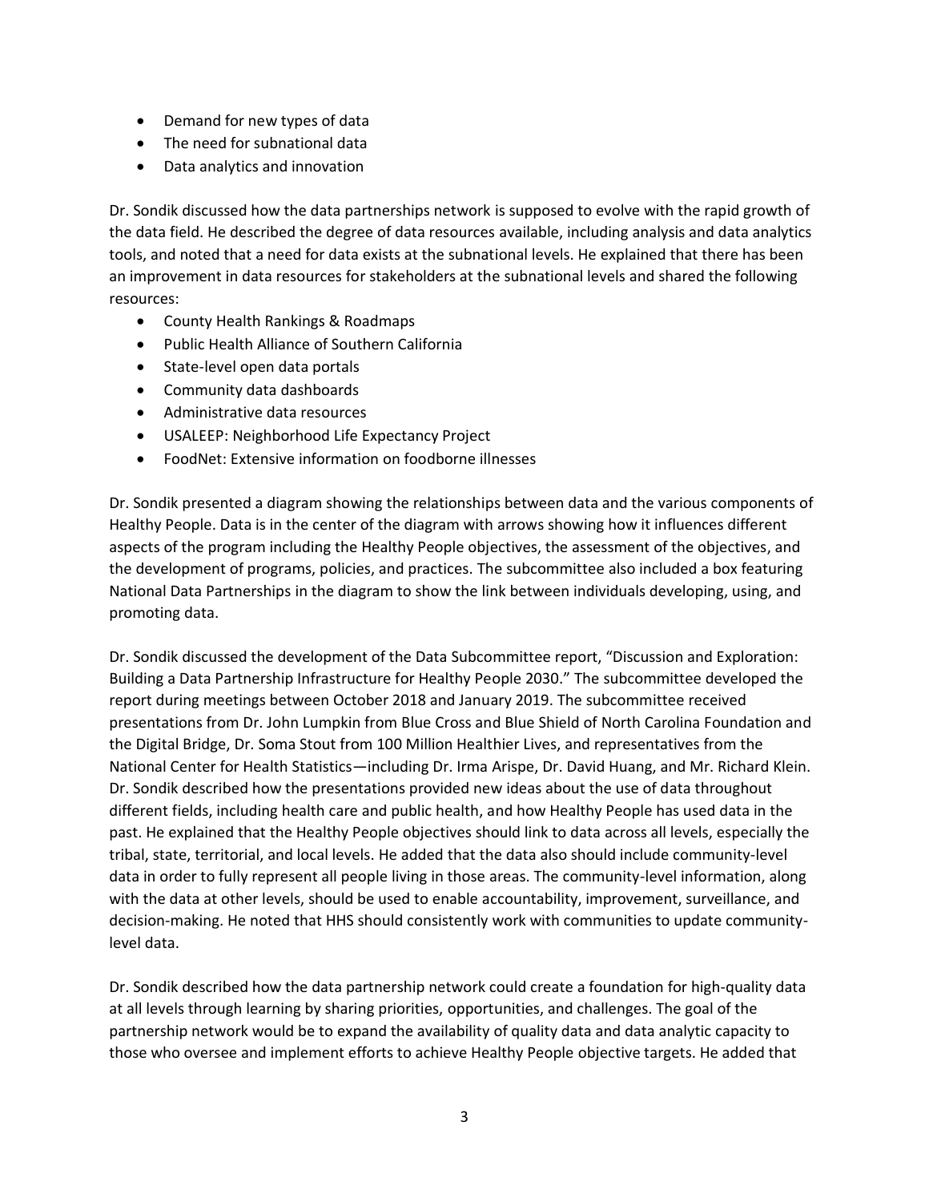- Demand for new types of data
- The need for subnational data
- Data analytics and innovation

Dr. Sondik discussed how the data partnerships network is supposed to evolve with the rapid growth of the data field. He described the degree of data resources available, including analysis and data analytics tools, and noted that a need for data exists at the subnational levels. He explained that there has been an improvement in data resources for stakeholders at the subnational levels and shared the following resources:

- County Health Rankings & Roadmaps
- Public Health Alliance of Southern California
- State-level open data portals
- Community data dashboards
- Administrative data resources
- USALEEP: Neighborhood Life Expectancy Project
- FoodNet: Extensive information on foodborne illnesses

Dr. Sondik presented a diagram showing the relationships between data and the various components of Healthy People. Data is in the center of the diagram with arrows showing how it influences different aspects of the program including the Healthy People objectives, the assessment of the objectives, and the development of programs, policies, and practices. The subcommittee also included a box featuring National Data Partnerships in the diagram to show the link between individuals developing, using, and promoting data.

Dr. Sondik discussed the development of the Data Subcommittee report, "Discussion and Exploration: Building a Data Partnership Infrastructure for Healthy People 2030." The subcommittee developed the report during meetings between October 2018 and January 2019. The subcommittee received presentations from Dr. John Lumpkin from Blue Cross and Blue Shield of North Carolina Foundation and the Digital Bridge, Dr. Soma Stout from 100 Million Healthier Lives, and representatives from the National Center for Health Statistics—including Dr. Irma Arispe, Dr. David Huang, and Mr. Richard Klein. Dr. Sondik described how the presentations provided new ideas about the use of data throughout different fields, including health care and public health, and how Healthy People has used data in the past. He explained that the Healthy People objectives should link to data across all levels, especially the tribal, state, territorial, and local levels. He added that the data also should include community-level data in order to fully represent all people living in those areas. The community-level information, along with the data at other levels, should be used to enable accountability, improvement, surveillance, and decision-making. He noted that HHS should consistently work with communities to update community-level data.

Dr. Sondik described how the data partnership network could create a foundation for high-quality data at all levels through learning by sharing priorities, opportunities, and challenges. The goal of the partnership network would be to expand the availability of quality data and data analytic capacity to those who oversee and implement efforts to achieve Healthy People objective targets. He added that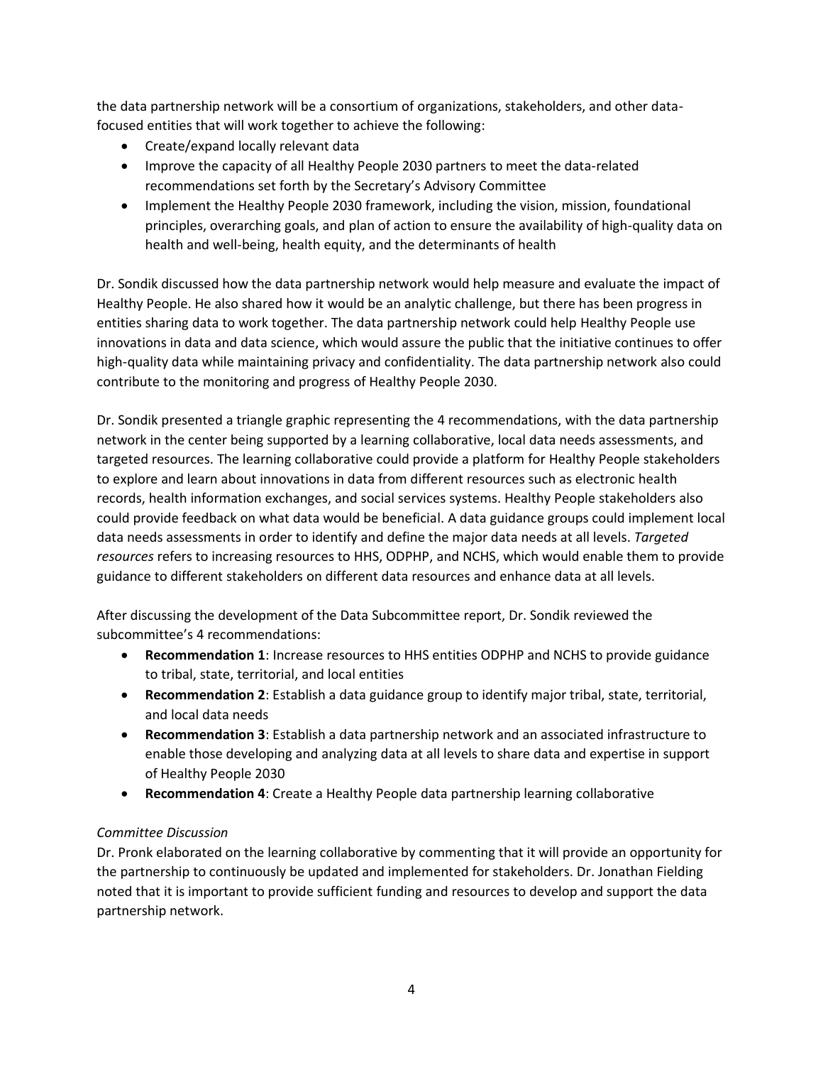the data partnership network will be a consortium of organizations, stakeholders, and other data-focused entities that will work together to achieve the following:

- Create/expand locally relevant data
- Improve the capacity of all Healthy People 2030 partners to meet the data-related recommendations set forth by the Secretary's Advisory Committee
- Implement the Healthy People 2030 framework, including the vision, mission, foundational principles, overarching goals, and plan of action to ensure the availability of high-quality data on health and well-being, health equity, and the determinants of health

Dr. Sondik discussed how the data partnership network would help measure and evaluate the impact of Healthy People. He also shared how it would be an analytic challenge, but there has been progress in entities sharing data to work together. The data partnership network could help Healthy People use innovations in data and data science, which would assure the public that the initiative continues to offer high-quality data while maintaining privacy and confidentiality. The data partnership network also could contribute to the monitoring and progress of Healthy People 2030.

Dr. Sondik presented a triangle graphic representing the 4 recommendations, with the data partnership network in the center being supported by a learning collaborative, local data needs assessments, and targeted resources. The learning collaborative could provide a platform for Healthy People stakeholders to explore and learn about innovations in data from different resources such as electronic health records, health information exchanges, and social services systems. Healthy People stakeholders also could provide feedback on what data would be beneficial. A data guidance groups could implement local data needs assessments in order to identify and define the major data needs at all levels. *Targeted resources* refers to increasing resources to HHS, ODPHP, and NCHS, which would enable them to provide guidance to different stakeholders on different data resources and enhance data at all levels.

After discussing the development of the Data Subcommittee report, Dr. Sondik reviewed the subcommittee's 4 recommendations:

- **Recommendation 1**: Increase resources to HHS entities ODPHP and NCHS to provide guidance to tribal, state, territorial, and local entities
- **Recommendation 2**: Establish a data guidance group to identify major tribal, state, territorial, and local data needs
- **Recommendation 3**: Establish a data partnership network and an associated infrastructure to enable those developing and analyzing data at all levels to share data and expertise in support of Healthy People 2030
- **Recommendation 4**: Create a Healthy People data partnership learning collaborative

*Committee Discussion*

Dr. Pronk elaborated on the learning collaborative by commenting that it will provide an opportunity for the partnership to continuously be updated and implemented for stakeholders. Dr. Jonathan Fielding noted that it is important to provide sufficient funding and resources to develop and support the data partnership network.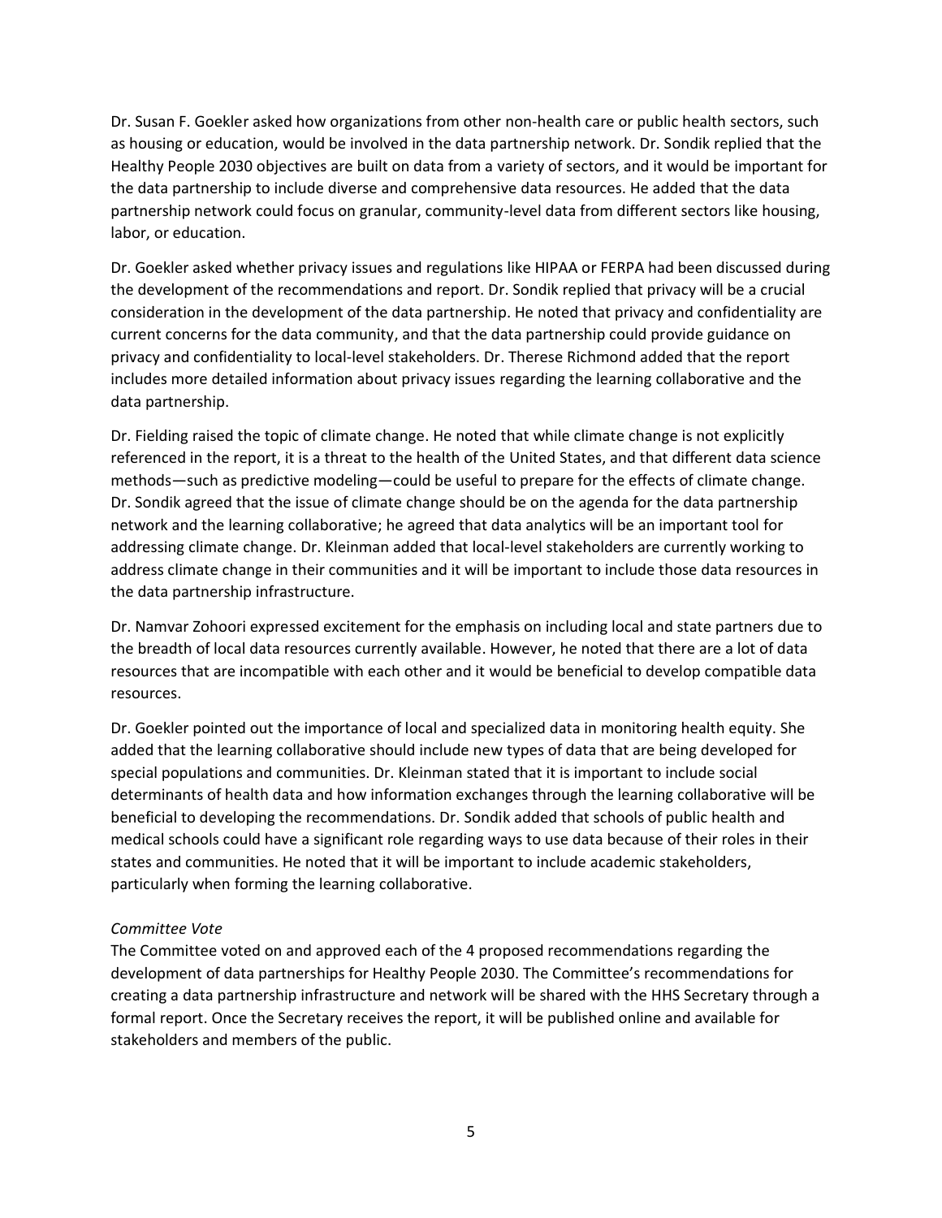Dr. Susan F. Goekler asked how organizations from other non-health care or public health sectors, such as housing or education, would be involved in the data partnership network. Dr. Sondik replied that the Healthy People 2030 objectives are built on data from a variety of sectors, and it would be important for the data partnership to include diverse and comprehensive data resources. He added that the data partnership network could focus on granular, community-level data from different sectors like housing, labor, or education.

Dr. Goekler asked whether privacy issues and regulations like HIPAA or FERPA had been discussed during the development of the recommendations and report. Dr. Sondik replied that privacy will be a crucial consideration in the development of the data partnership. He noted that privacy and confidentiality are current concerns for the data community, and that the data partnership could provide guidance on privacy and confidentiality to local-level stakeholders. Dr. Therese Richmond added that the report includes more detailed information about privacy issues regarding the learning collaborative and the data partnership.

Dr. Fielding raised the topic of climate change. He noted that while climate change is not explicitly referenced in the report, it is a threat to the health of the United States, and that different data science methods—such as predictive modeling—could be useful to prepare for the effects of climate change. Dr. Sondik agreed that the issue of climate change should be on the agenda for the data partnership network and the learning collaborative; he agreed that data analytics will be an important tool for addressing climate change. Dr. Kleinman added that local-level stakeholders are currently working to address climate change in their communities and it will be important to include those data resources in the data partnership infrastructure.

Dr. Namvar Zohoori expressed excitement for the emphasis on including local and state partners due to the breadth of local data resources currently available. However, he noted that there are a lot of data resources that are incompatible with each other and it would be beneficial to develop compatible data resources.

Dr. Goekler pointed out the importance of local and specialized data in monitoring health equity. She added that the learning collaborative should include new types of data that are being developed for special populations and communities. Dr. Kleinman stated that it is important to include social determinants of health data and how information exchanges through the learning collaborative will be beneficial to developing the recommendations. Dr. Sondik added that schools of public health and medical schools could have a significant role regarding ways to use data because of their roles in their states and communities. He noted that it will be important to include academic stakeholders, particularly when forming the learning collaborative.

*Committee Vote*

The Committee voted on and approved each of the 4 proposed recommendations regarding the development of data partnerships for Healthy People 2030. The Committee's recommendations for creating a data partnership infrastructure and network will be shared with the HHS Secretary through a formal report. Once the Secretary receives the report, it will be published online and available for stakeholders and members of the public.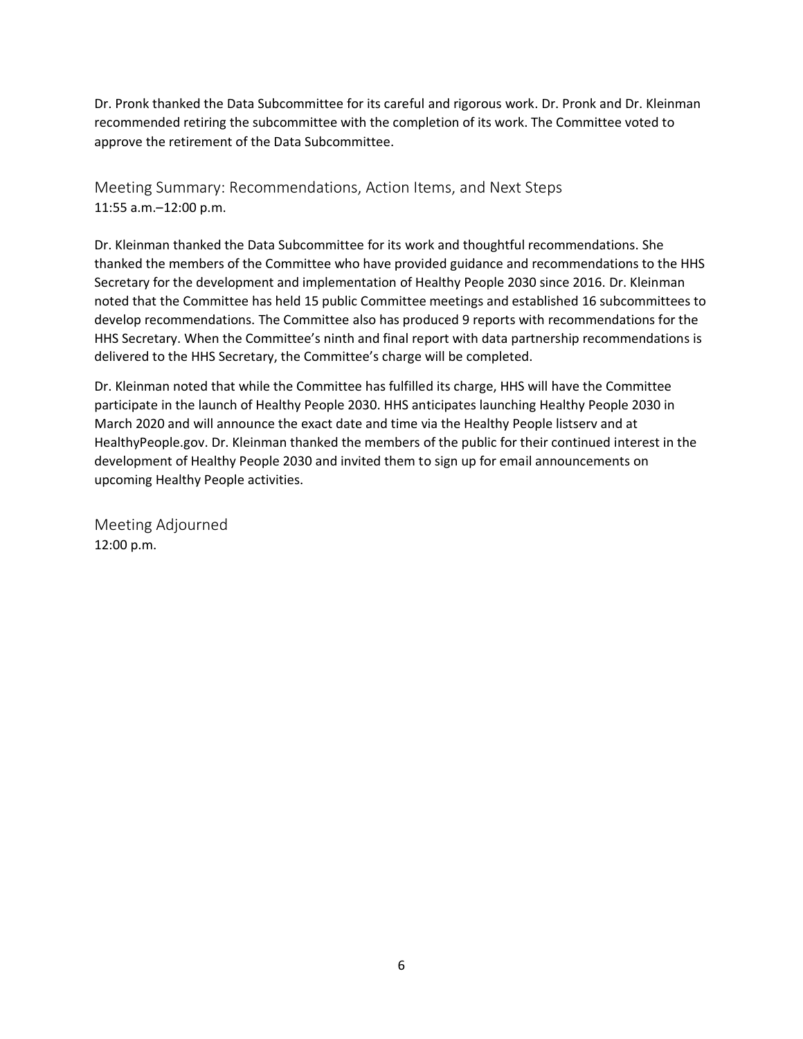Dr. Pronk thanked the Data Subcommittee for its careful and rigorous work. Dr. Pronk and Dr. Kleinman recommended retiring the subcommittee with the completion of its work. The Committee voted to approve the retirement of the Data Subcommittee.

## Meeting Summary: Recommendations, Action Items, and Next Steps

11:55 a.m.–12:00 p.m.

Dr. Kleinman thanked the Data Subcommittee for its work and thoughtful recommendations. She thanked the members of the Committee who have provided guidance and recommendations to the HHS Secretary for the development and implementation of Healthy People 2030 since 2016. Dr. Kleinman noted that the Committee has held 15 public Committee meetings and established 16 subcommittees to develop recommendations. The Committee also has produced 9 reports with recommendations for the HHS Secretary. When the Committee's ninth and final report with data partnership recommendations is delivered to the HHS Secretary, the Committee's charge will be completed.

Dr. Kleinman noted that while the Committee has fulfilled its charge, HHS will have the Committee participate in the launch of Healthy People 2030. HHS anticipates launching Healthy People 2030 in March 2020 and will announce the exact date and time via the Healthy People listserv and at HealthyPeople.gov. Dr. Kleinman thanked the members of the public for their continued interest in the development of Healthy People 2030 and invited them to sign up for email announcements on upcoming Healthy People activities.

## Meeting Adjourned

12:00 p.m.